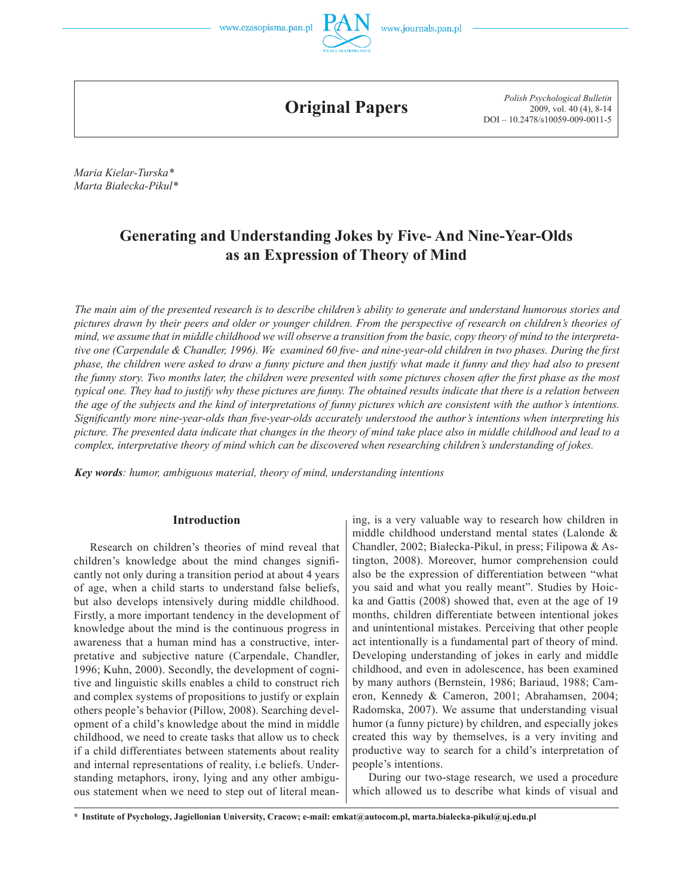Original Papers

Maria Kielar-Turska*
Marta Białecka-Pikul*

# Generating and Understanding Jokes by Five- And Nine-Year-Olds as an Expression of Theory of Mind

*The main aim of the presented research is to describe children's ability to generate and understand humorous stories and pictures drawn by their peers and older or younger children. From the perspective of research on children's theories of mind, we assume that in middle childhood we will observe a transition from the basic, copy theory of mind to the interpretative one (Carpendale & Chandler, 1996). We examined 60 five- and nine-year-old children in two phases. During the first phase, the children were asked to draw a funny picture and then justify what made it funny and they had also to present the funny story. Two months later, the children were presented with some pictures chosen after the first phase as the most typical one. They had to justify why these pictures are funny. The obtained results indicate that there is a relation between the age of the subjects and the kind of interpretations of funny pictures which are consistent with the author's intentions. Significantly more nine-year-olds than five-year-olds accurately understood the author's intentions when interpreting his picture. The presented data indicate that changes in the theory of mind take place also in middle childhood and lead to a complex, interpretative theory of mind which can be discovered when researching children's understanding of jokes.*

***Key words****: humor, ambiguous material, theory of mind, understanding intentions*

## Introduction

Research on children's theories of mind reveal that children's knowledge about the mind changes significantly not only during a transition period at about 4 years of age, when a child starts to understand false beliefs, but also develops intensively during middle childhood. Firstly, a more important tendency in the development of knowledge about the mind is the continuous progress in awareness that a human mind has a constructive, interpretative and subjective nature (Carpendale, Chandler, 1996; Kuhn, 2000). Secondly, the development of cognitive and linguistic skills enables a child to construct rich and complex systems of propositions to justify or explain others people's behavior (Pillow, 2008). Searching development of a child's knowledge about the mind in middle childhood, we need to create tasks that allow us to check if a child differentiates between statements about reality and internal representations of reality, i.e beliefs. Understanding metaphors, irony, lying and any other ambiguous statement when we need to step out of literal meaning, is a very valuable way to research how children in middle childhood understand mental states (Lalonde & Chandler, 2002; Białecka-Pikul, in press; Filipowa & Astington, 2008). Moreover, humor comprehension could also be the expression of differentiation between "what you said and what you really meant". Studies by Hoicka and Gattis (2008) showed that, even at the age of 19 months, children differentiate between intentional jokes and unintentional mistakes. Perceiving that other people act intentionally is a fundamental part of theory of mind. Developing understanding of jokes in early and middle childhood, and even in adolescence, has been examined by many authors (Bernstein, 1986; Bariaud, 1988; Cameron, Kennedy & Cameron, 2001; Abrahamsen, 2004; Radomska, 2007). We assume that understanding visual humor (a funny picture) by children, and especially jokes created this way by themselves, is a very inviting and productive way to search for a child's interpretation of people's intentions.

During our two-stage research, we used a procedure which allowed us to describe what kinds of visual and

---

\* Institute of Psychology, Jagiellonian University, Cracow; e-mail: emkat@autocom.pl, marta.bialecka-pikul@uj.edu.pl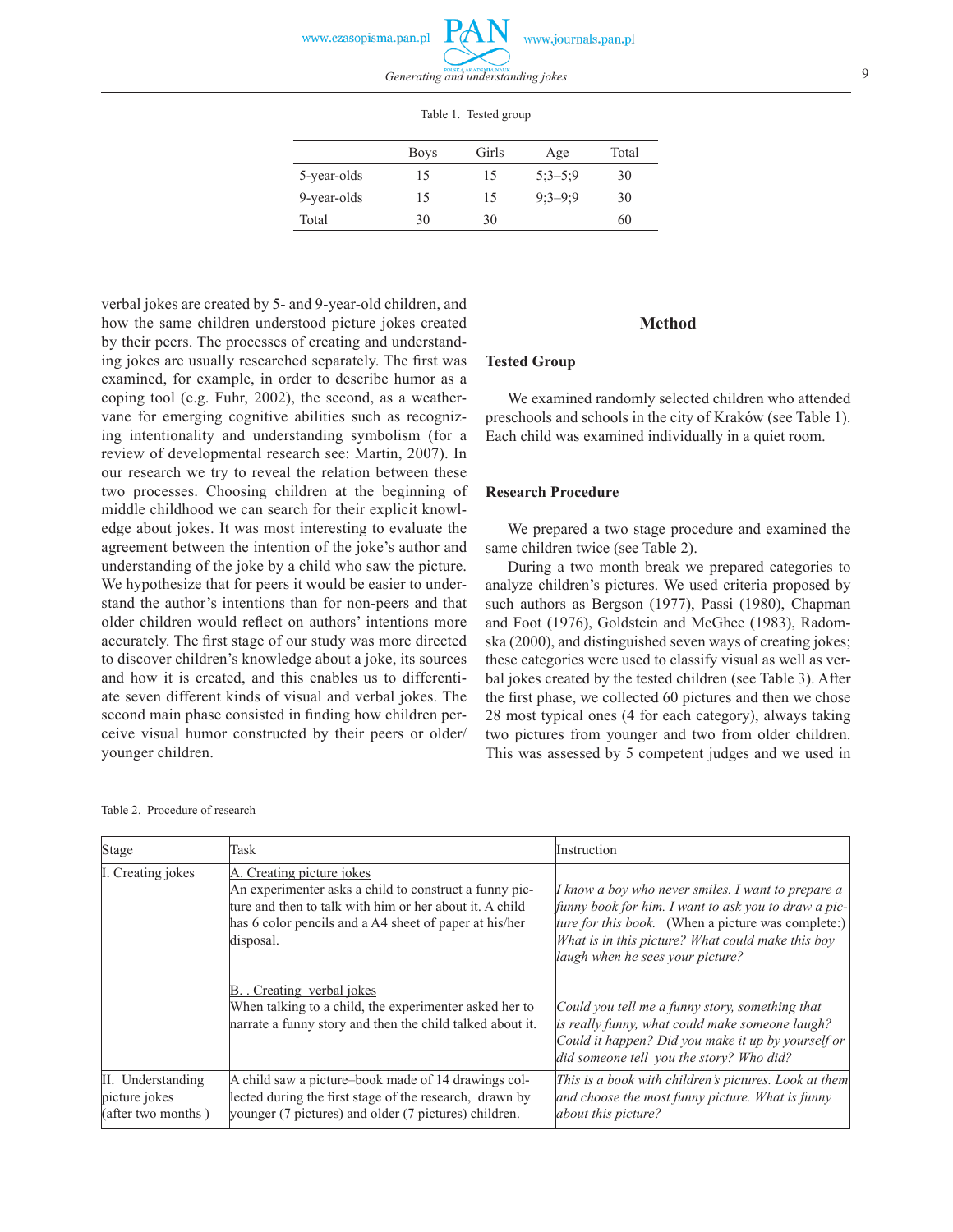Table 1. Tested group

| | Boys | Girls | Age | Total |
|---|---|---|---|---|
| 5-year-olds | 15 | 15 | 5;3–5;9 | 30 |
| 9-year-olds | 15 | 15 | 9;3–9;9 | 30 |
| Total | 30 | 30 | | 60 |

verbal jokes are created by 5- and 9-year-old children, and how the same children understood picture jokes created by their peers. The processes of creating and understanding jokes are usually researched separately. The first was examined, for example, in order to describe humor as a coping tool (e.g. Fuhr, 2002), the second, as a weathervane for emerging cognitive abilities such as recognizing intentionality and understanding symbolism (for a review of developmental research see: Martin, 2007). In our research we try to reveal the relation between these two processes. Choosing children at the beginning of middle childhood we can search for their explicit knowledge about jokes. It was most interesting to evaluate the agreement between the intention of the joke's author and understanding of the joke by a child who saw the picture. We hypothesize that for peers it would be easier to understand the author's intentions than for non-peers and that older children would reflect on authors' intentions more accurately. The first stage of our study was more directed to discover children's knowledge about a joke, its sources and how it is created, and this enables us to differentiate seven different kinds of visual and verbal jokes. The second main phase consisted in finding how children perceive visual humor constructed by their peers or older/younger children.

## Method

### Tested Group

We examined randomly selected children who attended preschools and schools in the city of Kraków (see Table 1). Each child was examined individually in a quiet room.

### Research Procedure

We prepared a two stage procedure and examined the same children twice (see Table 2).

During a two month break we prepared categories to analyze children's pictures. We used criteria proposed by such authors as Bergson (1977), Passi (1980), Chapman and Foot (1976), Goldstein and McGhee (1983), Radomska (2000), and distinguished seven ways of creating jokes; these categories were used to classify visual as well as verbal jokes created by the tested children (see Table 3). After the first phase, we collected 60 pictures and then we chose 28 most typical ones (4 for each category), always taking two pictures from younger and two from older children. This was assessed by 5 competent judges and we used in

Table 2. Procedure of research

| Stage | Task | Instruction |
|---|---|---|
| I. Creating jokes | A. Creating picture jokes<br>An experimenter asks a child to construct a funny picture and then to talk with him or her about it. A child has 6 color pencils and a A4 sheet of paper at his/her disposal. | *I know a boy who never smiles. I want to prepare a funny book for him. I want to ask you to draw a picture for this book.* (When a picture was complete:) *What is in this picture? What could make this boy laugh when he sees your picture?* |
| | B. . Creating verbal jokes<br>When talking to a child, the experimenter asked her to narrate a funny story and then the child talked about it. | *Could you tell me a funny story, something that is really funny, what could make someone laugh? Could it happen? Did you make it up by yourself or did someone tell you the story? Who did?* |
| II. Understanding picture jokes (after two months ) | A child saw a picture–book made of 14 drawings collected during the first stage of the research, drawn by younger (7 pictures) and older (7 pictures) children. | *This is a book with children's pictures. Look at them and choose the most funny picture. What is funny about this picture?* |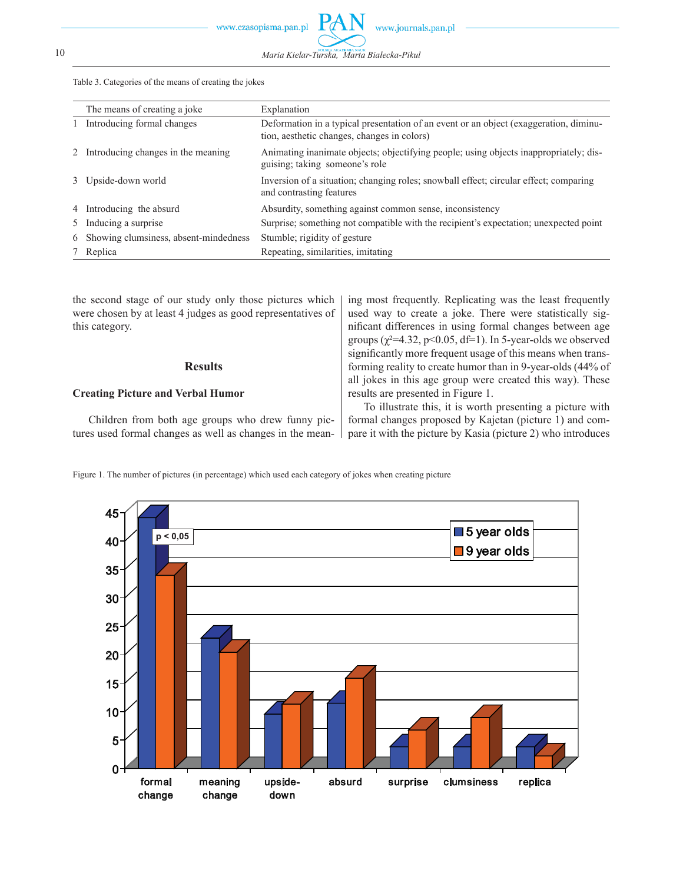Table 3. Categories of the means of creating the jokes

| | The means of creating a joke | Explanation |
|---|---|---|
| 1 | Introducing formal changes | Deformation in a typical presentation of an event or an object (exaggeration, diminution, aesthetic changes, changes in colors) |
| 2 | Introducing changes in the meaning | Animating inanimate objects; objectifying people; using objects inappropriately; disguising; taking someone's role |
| 3 | Upside-down world | Inversion of a situation; changing roles; snowball effect; circular effect; comparing and contrasting features |
| 4 | Introducing the absurd | Absurdity, something against common sense, inconsistency |
| 5 | Inducing a surprise | Surprise; something not compatible with the recipient's expectation; unexpected point |
| 6 | Showing clumsiness, absent-mindedness | Stumble; rigidity of gesture |
| 7 | Replica | Repeating, similarities, imitating |

the second stage of our study only those pictures which were chosen by at least 4 judges as good representatives of this category.

## Results

### Creating Picture and Verbal Humor

Children from both age groups who drew funny pictures used formal changes as well as changes in the meaning most frequently. Replicating was the least frequently used way to create a joke. There were statistically significant differences in using formal changes between age groups ($\chi^2=4.32$, $p<0.05$, df=1). In 5-year-olds we observed significantly more frequent usage of this means when transforming reality to create humor than in 9-year-olds (44% of all jokes in this age group were created this way). These results are presented in Figure 1.

To illustrate this, it is worth presenting a picture with formal changes proposed by Kajetan (picture 1) and compare it with the picture by Kasia (picture 2) who introduces

Figure 1. The number of pictures (in percentage) which used each category of jokes when creating picture

| Category | 5 year olds | 9 year olds |
|---|---|---|
| formal change | 44 | 34 |
| meaning change | 23 | 20 |
| upside-down | 9 | 11 |
| absurd | 11 | 15 |
| surprise | 3 | 6 |
| clumsiness | 3 | 9 |
| replica | 3 | 2 |

p < 0,05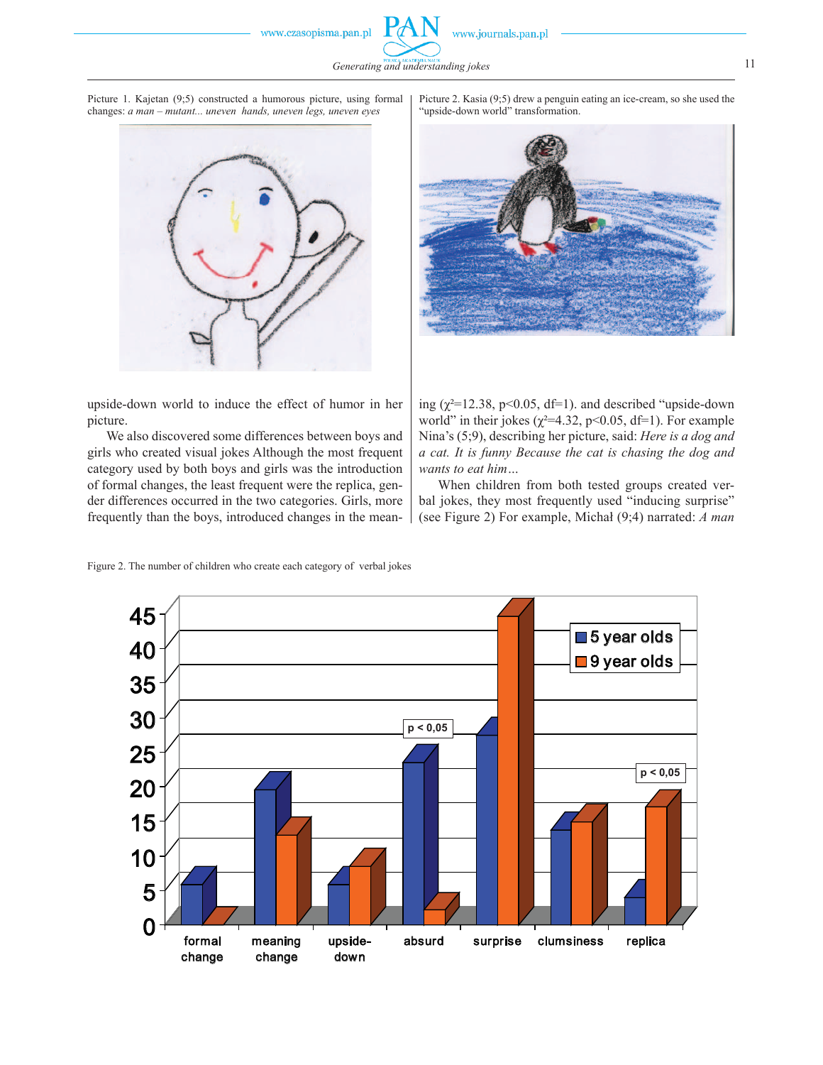Picture 1. Kajetan (9;5) constructed a humorous picture, using formal changes: *a man – mutant... uneven hands, uneven legs, uneven eyes*

Picture 2. Kasia (9;5) drew a penguin eating an ice-cream, so she used the "upside-down world" transformation.

upside-down world to induce the effect of humor in her picture.

We also discovered some differences between boys and girls who created visual jokes Although the most frequent category used by both boys and girls was the introduction of formal changes, the least frequent were the replica, gender differences occurred in the two categories. Girls, more frequently than the boys, introduced changes in the meaning ($\chi^2$=12.38, p<0.05, df=1). and described "upside-down world" in their jokes ($\chi^2$=4.32, p<0.05, df=1). For example Nina's (5;9), describing her picture, said: *Here is a dog and a cat. It is funny Because the cat is chasing the dog and wants to eat him…*

When children from both tested groups created verbal jokes, they most frequently used "inducing surprise" (see Figure 2) For example, Michał (9;4) narrated: *A man*

Figure 2. The number of children who create each category of verbal jokes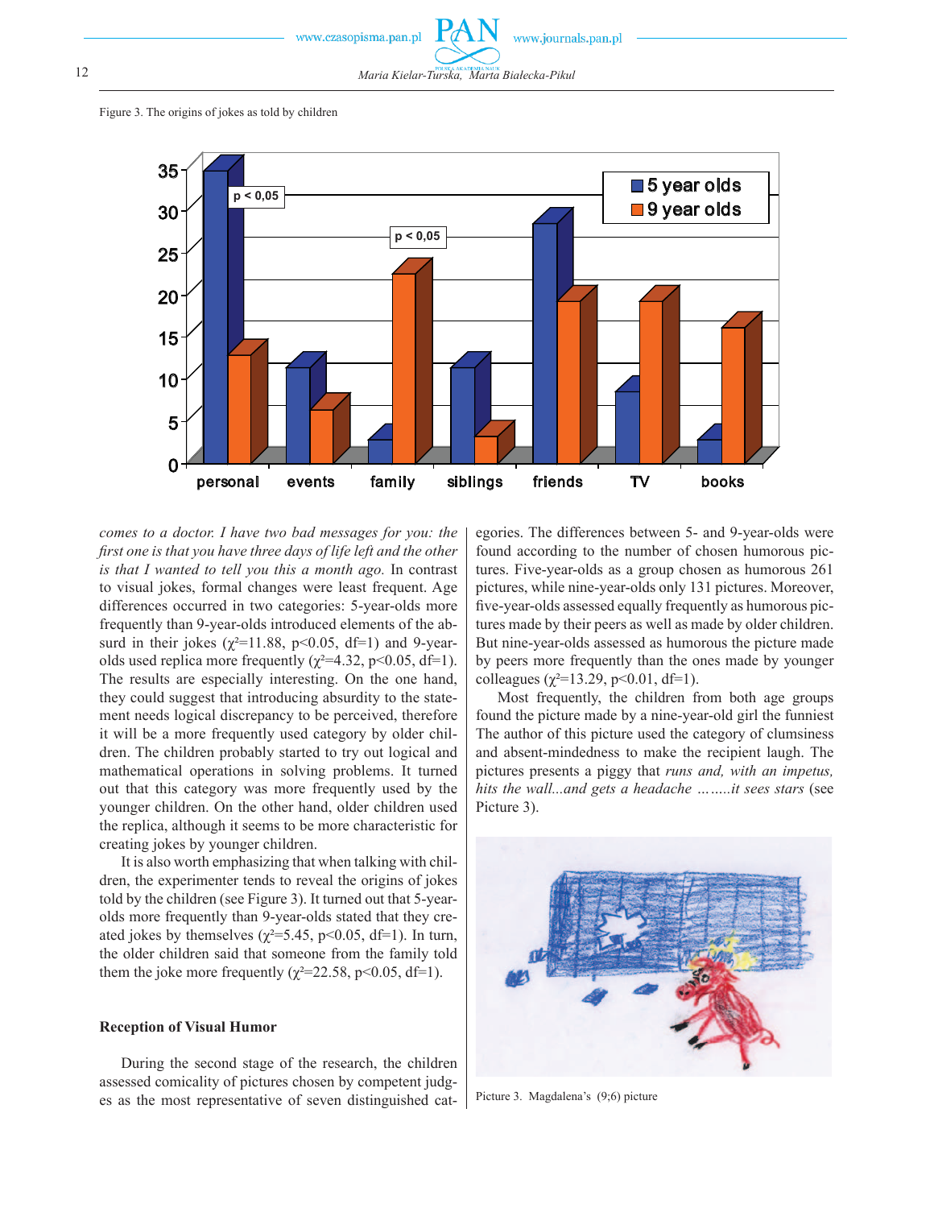Figure 3. The origins of jokes as told by children

*comes to a doctor. I have two bad messages for you: the first one is that you have three days of life left and the other is that I wanted to tell you this a month ago.* In contrast to visual jokes, formal changes were least frequent. Age differences occurred in two categories: 5-year-olds more frequently than 9-year-olds introduced elements of the absurd in their jokes ($\chi^2$=11.88, p<0.05, df=1) and 9-year-olds used replica more frequently ($\chi^2$=4.32, p<0.05, df=1). The results are especially interesting. On the one hand, they could suggest that introducing absurdity to the statement needs logical discrepancy to be perceived, therefore it will be a more frequently used category by older children. The children probably started to try out logical and mathematical operations in solving problems. It turned out that this category was more frequently used by the younger children. On the other hand, older children used the replica, although it seems to be more characteristic for creating jokes by younger children.

It is also worth emphasizing that when talking with children, the experimenter tends to reveal the origins of jokes told by the children (see Figure 3). It turned out that 5-year-olds more frequently than 9-year-olds stated that they created jokes by themselves ($\chi^2$=5.45, p<0.05, df=1). In turn, the older children said that someone from the family told them the joke more frequently ($\chi^2$=22.58, p<0.05, df=1).

## Reception of Visual Humor

During the second stage of the research, the children assessed comicality of pictures chosen by competent judges as the most representative of seven distinguished categories. The differences between 5- and 9-year-olds were found according to the number of chosen humorous pictures. Five-year-olds as a group chose as humorous 261 pictures, while nine-year-olds only 131 pictures. Moreover, five-year-olds assessed equally frequently as humorous pictures made by their peers as well as made by older children. But nine-year-olds assessed as humorous the picture made by peers more frequently than the ones made by younger colleagues ($\chi^2$=13.29, p<0.01, df=1).

Most frequently, the children from both age groups found the picture made by a nine-year-old girl the funniest The author of this picture used the category of clumsiness and absent-mindedness to make the recipient laugh. The pictures presents a piggy that *runs and, with an impetus, hits the wall...and gets a headache ……..it sees stars* (see Picture 3).

Picture 3. Magdalena's (9;6) picture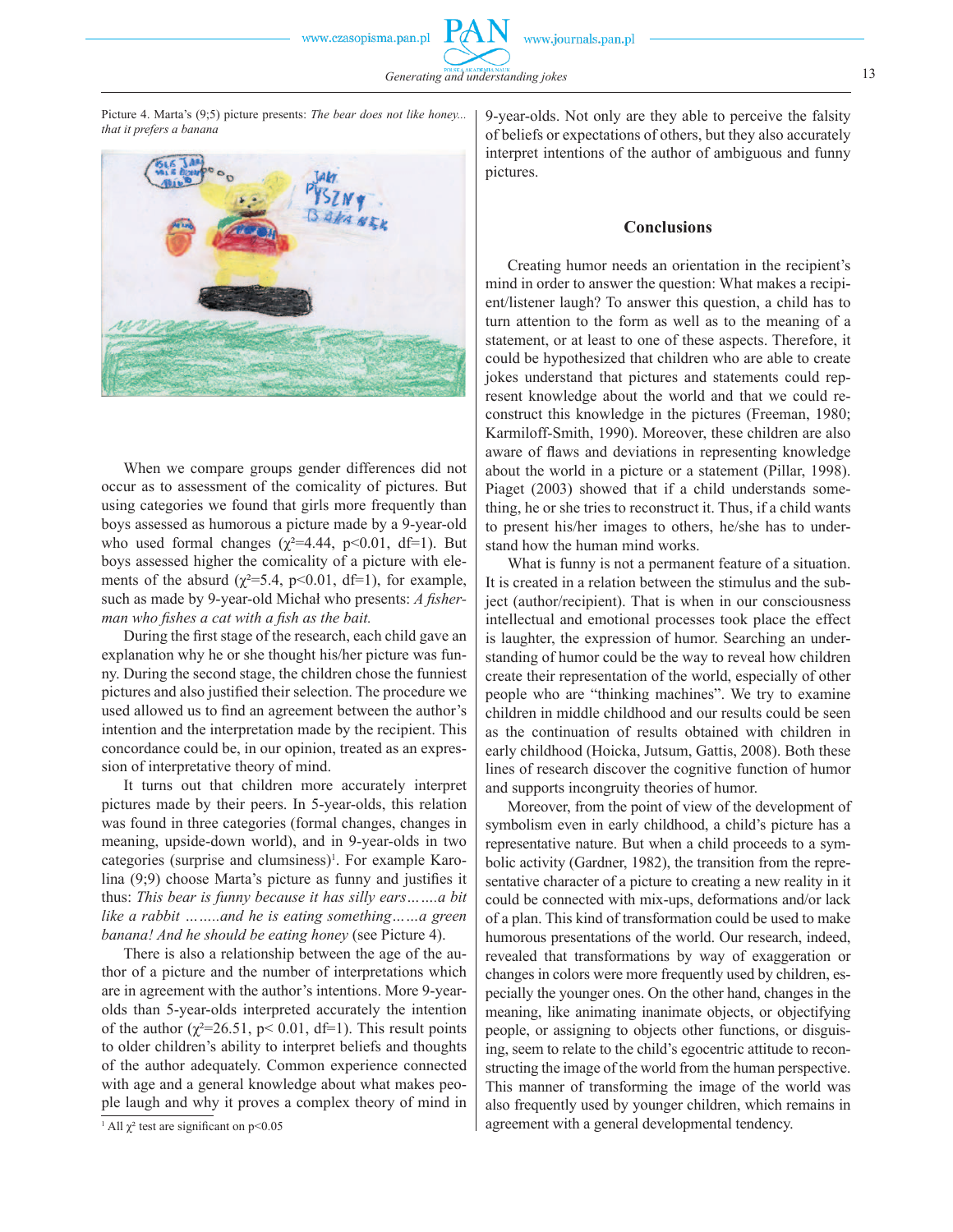Picture 4. Marta's (9;5) picture presents: *The bear does not like honey... that it prefers a banana*

When we compare groups gender differences did not occur as to assessment of the comicality of pictures. But using categories we found that girls more frequently than boys assessed as humorous a picture made by a 9-year-old who used formal changes ($\chi^2$=4.44, p<0.01, df=1). But boys assessed higher the comicality of a picture with elements of the absurd ($\chi^2$=5.4, p<0.01, df=1), for example, such as made by 9-year-old Michał who presents: *A fisherman who fishes a cat with a fish as the bait.*

During the first stage of the research, each child gave an explanation why he or she thought his/her picture was funny. During the second stage, the children chose the funniest pictures and also justified their selection. The procedure we used allowed us to find an agreement between the author's intention and the interpretation made by the recipient. This concordance could be, in our opinion, treated as an expression of interpretative theory of mind.

It turns out that children more accurately interpret pictures made by their peers. In 5-year-olds, this relation was found in three categories (formal changes, changes in meaning, upside-down world), and in 9-year-olds in two categories (surprise and clumsiness)[1]. For example Karolina (9;9) choose Marta's picture as funny and justifies it thus: *This bear is funny because it has silly ears…….a bit like a rabbit ……..and he is eating something……a green banana! And he should be eating honey* (see Picture 4).

There is also a relationship between the age of the author of a picture and the number of interpretations which are in agreement with the author's intentions. More 9-year-olds than 5-year-olds interpreted accurately the intention of the author ($\chi^2$=26.51, p< 0.01, df=1). This result points to older children's ability to interpret beliefs and thoughts of the author adequately. Common experience connected with age and a general knowledge about what makes people laugh and why it proves a complex theory of mind in 9-year-olds. Not only are they able to perceive the falsity of beliefs or expectations of others, but they also accurately interpret intentions of the author of ambiguous and funny pictures.

[1] All $\chi^2$ test are significant on p<0.05

## Conclusions

Creating humor needs an orientation in the recipient's mind in order to answer the question: What makes a recipient/listener laugh? To answer this question, a child has to turn attention to the form as well as to the meaning of a statement, or at least to one of these aspects. Therefore, it could be hypothesized that children who are able to create jokes understand that pictures and statements could represent knowledge about the world and that we could reconstruct this knowledge in the pictures (Freeman, 1980; Karmiloff-Smith, 1990). Moreover, these children are also aware of flaws and deviations in representing knowledge about the world in a picture or a statement (Pillar, 1998). Piaget (2003) showed that if a child understands something, he or she tries to reconstruct it. Thus, if a child wants to present his/her images to others, he/she has to understand how the human mind works.

What is funny is not a permanent feature of a situation. It is created in a relation between the stimulus and the subject (author/recipient). That is when in our consciousness intellectual and emotional processes took place the effect is laughter, the expression of humor. Searching an understanding of humor could be the way to reveal how children create their representation of the world, especially of other people who are "thinking machines". We try to examine children in middle childhood and our results could be seen as the continuation of results obtained with children in early childhood (Hoicka, Jutsum, Gattis, 2008). Both these lines of research discover the cognitive function of humor and supports incongruity theories of humor.

Moreover, from the point of view of the development of symbolism even in early childhood, a child's picture has a representative nature. But when a child proceeds to a symbolic activity (Gardner, 1982), the transition from the representative character of a picture to creating a new reality in it could be connected with mix-ups, deformations and/or lack of a plan. This kind of transformation could be used to make humorous presentations of the world. Our research, indeed, revealed that transformations by way of exaggeration or changes in colors were more frequently used by children, especially the younger ones. On the other hand, changes in the meaning, like animating inanimate objects, or objectifying people, or assigning to objects other functions, or disguising, seem to relate to the child's egocentric attitude to reconstructing the image of the world from the human perspective. This manner of transforming the image of the world was also frequently used by younger children, which remains in agreement with a general developmental tendency.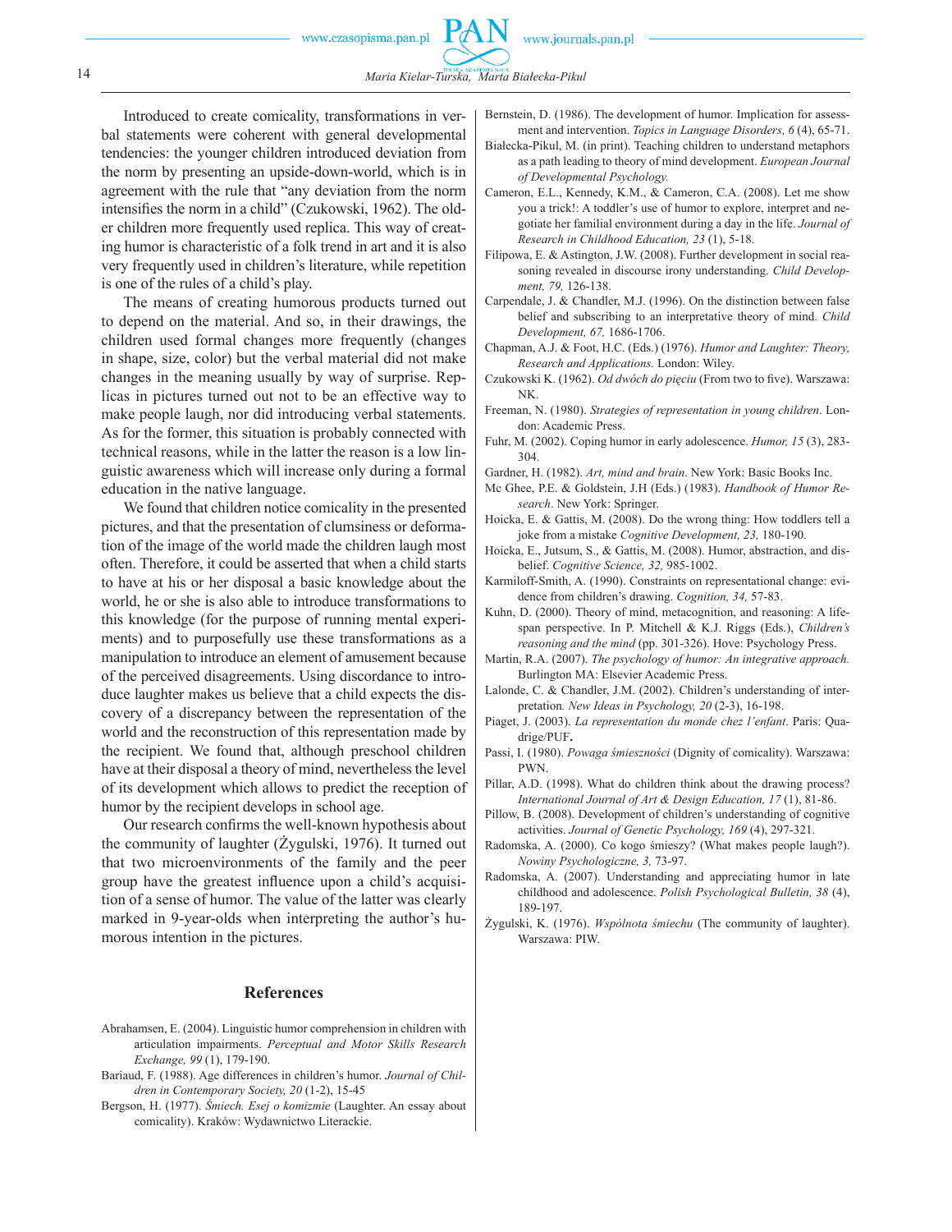Introduced to create comicality, transformations in verbal statements were coherent with general developmental tendencies: the younger children introduced deviation from the norm by presenting an upside-down-world, which is in agreement with the rule that "any deviation from the norm intensifies the norm in a child" (Czukowski, 1962). The older children more frequently used replica. This way of creating humor is characteristic of a folk trend in art and it is also very frequently used in children's literature, while repetition is one of the rules of a child's play.

The means of creating humorous products turned out to depend on the material. And so, in their drawings, the children used formal changes more frequently (changes in shape, size, color) but the verbal material did not make changes in the meaning usually by way of surprise. Replicas in pictures turned out not to be an effective way to make people laugh, nor did introducing verbal statements. As for the former, this situation is probably connected with technical reasons, while in the latter the reason is a low linguistic awareness which will increase only during a formal education in the native language.

We found that children notice comicality in the presented pictures, and that the presentation of clumsiness or deformation of the image of the world made the children laugh most often. Therefore, it could be asserted that when a child starts to have at his or her disposal a basic knowledge about the world, he or she is also able to introduce transformations to this knowledge (for the purpose of running mental experiments) and to purposefully use these transformations as a manipulation to introduce an element of amusement because of the perceived disagreements. Using discordance to introduce laughter makes us believe that a child expects the discovery of a discrepancy between the representation of the world and the reconstruction of this representation made by the recipient. We found that, although preschool children have at their disposal a theory of mind, nevertheless the level of its development which allows to predict the reception of humor by the recipient develops in school age.

Our research confirms the well-known hypothesis about the community of laughter (Żygulski, 1976). It turned out that two microenvironments of the family and the peer group have the greatest influence upon a child's acquisition of a sense of humor. The value of the latter was clearly marked in 9-year-olds when interpreting the author's humorous intention in the pictures.

## References

Abrahamsen, E. (2004). Linguistic humor comprehension in children with articulation impairments. *Perceptual and Motor Skills Research Exchange, 99* (1), 179-190.

Bariaud, F. (1988). Age differences in children's humor. *Journal of Children in Contemporary Society, 20* (1-2), 15-45

Bergson, H. (1977). *Śmiech. Esej o komizmie* (Laughter. An essay about comicality). Kraków: Wydawnictwo Literackie.

Bernstein, D. (1986). The development of humor. Implication for assessment and intervention. *Topics in Language Disorders, 6* (4), 65-71.

Białecka-Pikul, M. (in print). Teaching children to understand metaphors as a path leading to theory of mind development. *European Journal of Developmental Psychology.*

Cameron, E.L., Kennedy, K.M., & Cameron, C.A. (2008). Let me show you a trick!: A toddler's use of humor to explore, interpret and negotiate her familial environment during a day in the life. *Journal of Research in Childhood Education, 23* (1), 5-18.

Filipowa, E. & Astington, J.W. (2008). Further development in social reasoning revealed in discourse irony understanding. *Child Development, 79,* 126-138.

Carpendale, J. & Chandler, M.J. (1996). On the distinction between false belief and subscribing to an interpretative theory of mind. *Child Development, 67,* 1686-1706.

Chapman, A.J. & Foot, H.C. (Eds.) (1976). *Humor and Laughter: Theory, Research and Applications.* London: Wiley.

Czukowski K. (1962). *Od dwóch do pięciu* (From two to five). Warszawa: NK.

Freeman, N. (1980). *Strategies of representation in young children*. London: Academic Press.

Fuhr, M. (2002). Coping humor in early adolescence. *Humor, 15* (3), 283-304.

Gardner, H. (1982). *Art, mind and brain*. New York: Basic Books Inc.

Mc Ghee, P.E. & Goldstein, J.H (Eds.) (1983). *Handbook of Humor Research*. New York: Springer.

Hoicka, E. & Gattis, M. (2008). Do the wrong thing: How toddlers tell a joke from a mistake *Cognitive Development, 23,* 180-190.

Hoicka, E., Jutsum, S., & Gattis, M. (2008). Humor, abstraction, and disbelief. *Cognitive Science, 32,* 985-1002.

Karmiloff-Smith, A. (1990). Constraints on representational change: evidence from children's drawing. *Cognition, 34,* 57-83.

Kuhn, D. (2000). Theory of mind, metacognition, and reasoning: A lifespan perspective. In P. Mitchell & K.J. Riggs (Eds.), *Children's reasoning and the mind* (pp. 301-326). Hove: Psychology Press.

Martin, R.A. (2007). *The psychology of humor: An integrative approach.* Burlington MA: Elsevier Academic Press.

Lalonde, C. & Chandler, J.M. (2002). Children's understanding of interpretation*. New Ideas in Psychology, 20* (2-3), 16-198.

Piaget, J. (2003). *La representation du monde chez l'enfant*. Paris: Quadrige/PUF**.**

Passi, I. (1980). *Powaga śmieszności* (Dignity of comicality). Warszawa: PWN.

Pillar, A.D. (1998). What do children think about the drawing process? *International Journal of Art & Design Education, 17* (1), 81-86.

Pillow, B. (2008). Development of children's understanding of cognitive activities. *Journal of Genetic Psychology, 169* (4), 297-321.

Radomska, A. (2000). Co kogo śmieszy? (What makes people laugh?). *Nowiny Psychologiczne, 3,* 73-97.

Radomska, A. (2007). Understanding and appreciating humor in late childhood and adolescence. *Polish Psychological Bulletin, 38* (4), 189-197.

Żygulski, K. (1976). *Wspólnota śmiechu* (The community of laughter). Warszawa: PIW.